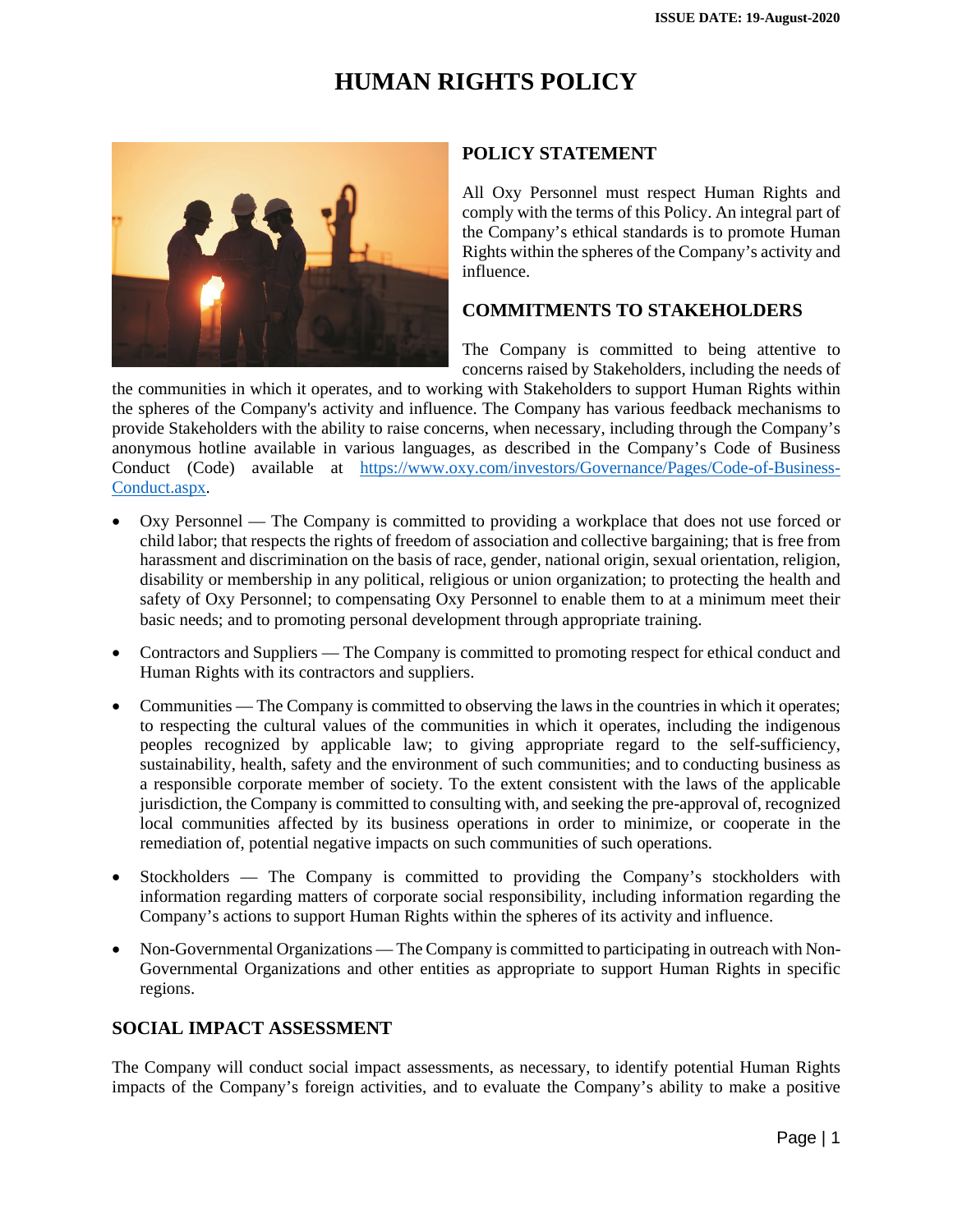ISSUE DATE: 19-August-2020

# HUMAN RIGHTS POLICY

## POLICY STATEMENT

All Oxy Personnel must respect Human Rights and comply with the terms of this Policy. An integral part of the Company's ethical standards is to promote Human Rights within the spheres of the Company's activity and influence.

## COMMITMENTS TO STAKEHOLDERS

The Company is committed to being attentive to concerns raised by Stakeholders, including the needs of the communities in which it operates, and to working with Stakeholders to support Human Rights within the spheres of the Company's activity and influence. The Company has various feedback mechanisms to provide Stakeholders with the ability to raise concerns, when necessary, including through the Company's anonymous hotline available in various languages, as described in the Company's Code of Business Conduct (Code) available at [https://www.oxy.com/investors/Governance/Pages/Code-of-Business-Conduct.aspx](https://www.oxy.com/investors/Governance/Pages/Code-of-Business-Conduct.aspx).

- Oxy Personnel — The Company is committed to providing a workplace that does not use forced or child labor; that respects the rights of freedom of association and collective bargaining; that is free from harassment and discrimination on the basis of race, gender, national origin, sexual orientation, religion, disability or membership in any political, religious or union organization; to protecting the health and safety of Oxy Personnel; to compensating Oxy Personnel to enable them to at a minimum meet their basic needs; and to promoting personal development through appropriate training.
- Contractors and Suppliers — The Company is committed to promoting respect for ethical conduct and Human Rights with its contractors and suppliers.
- Communities — The Company is committed to observing the laws in the countries in which it operates; to respecting the cultural values of the communities in which it operates, including the indigenous peoples recognized by applicable law; to giving appropriate regard to the self-sufficiency, sustainability, health, safety and the environment of such communities; and to conducting business as a responsible corporate member of society. To the extent consistent with the laws of the applicable jurisdiction, the Company is committed to consulting with, and seeking the pre-approval of, recognized local communities affected by its business operations in order to minimize, or cooperate in the remediation of, potential negative impacts on such communities of such operations.
- Stockholders — The Company is committed to providing the Company's stockholders with information regarding matters of corporate social responsibility, including information regarding the Company's actions to support Human Rights within the spheres of its activity and influence.
- Non-Governmental Organizations — The Company is committed to participating in outreach with Non-Governmental Organizations and other entities as appropriate to support Human Rights in specific regions.

## SOCIAL IMPACT ASSESSMENT

The Company will conduct social impact assessments, as necessary, to identify potential Human Rights impacts of the Company's foreign activities, and to evaluate the Company's ability to make a positive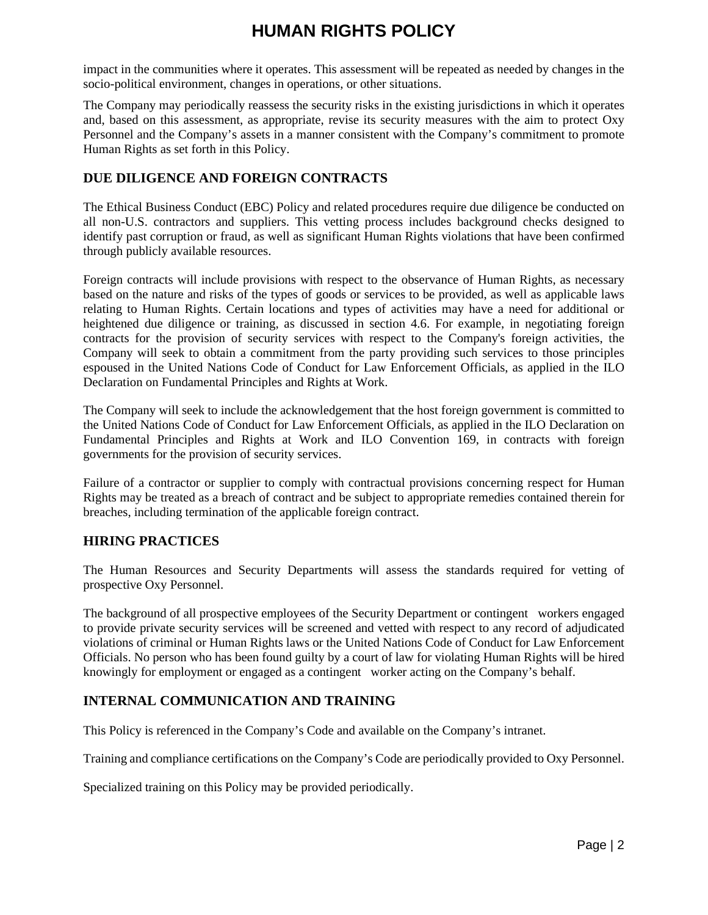impact in the communities where it operates. This assessment will be repeated as needed by changes in the socio-political environment, changes in operations, or other situations.

The Company may periodically reassess the security risks in the existing jurisdictions in which it operates and, based on this assessment, as appropriate, revise its security measures with the aim to protect Oxy Personnel and the Company's assets in a manner consistent with the Company's commitment to promote Human Rights as set forth in this Policy.

## DUE DILIGENCE AND FOREIGN CONTRACTS

The Ethical Business Conduct (EBC) Policy and related procedures require due diligence be conducted on all non-U.S. contractors and suppliers. This vetting process includes background checks designed to identify past corruption or fraud, as well as significant Human Rights violations that have been confirmed through publicly available resources.

Foreign contracts will include provisions with respect to the observance of Human Rights, as necessary based on the nature and risks of the types of goods or services to be provided, as well as applicable laws relating to Human Rights. Certain locations and types of activities may have a need for additional or heightened due diligence or training, as discussed in section 4.6. For example, in negotiating foreign contracts for the provision of security services with respect to the Company's foreign activities, the Company will seek to obtain a commitment from the party providing such services to those principles espoused in the United Nations Code of Conduct for Law Enforcement Officials, as applied in the ILO Declaration on Fundamental Principles and Rights at Work.

The Company will seek to include the acknowledgement that the host foreign government is committed to the United Nations Code of Conduct for Law Enforcement Officials, as applied in the ILO Declaration on Fundamental Principles and Rights at Work and ILO Convention 169, in contracts with foreign governments for the provision of security services.

Failure of a contractor or supplier to comply with contractual provisions concerning respect for Human Rights may be treated as a breach of contract and be subject to appropriate remedies contained therein for breaches, including termination of the applicable foreign contract.

## HIRING PRACTICES

The Human Resources and Security Departments will assess the standards required for vetting of prospective Oxy Personnel.

The background of all prospective employees of the Security Department or contingent workers engaged to provide private security services will be screened and vetted with respect to any record of adjudicated violations of criminal or Human Rights laws or the United Nations Code of Conduct for Law Enforcement Officials. No person who has been found guilty by a court of law for violating Human Rights will be hired knowingly for employment or engaged as a contingent worker acting on the Company's behalf.

## INTERNAL COMMUNICATION AND TRAINING

This Policy is referenced in the Company's Code and available on the Company's intranet.

Training and compliance certifications on the Company's Code are periodically provided to Oxy Personnel.

Specialized training on this Policy may be provided periodically.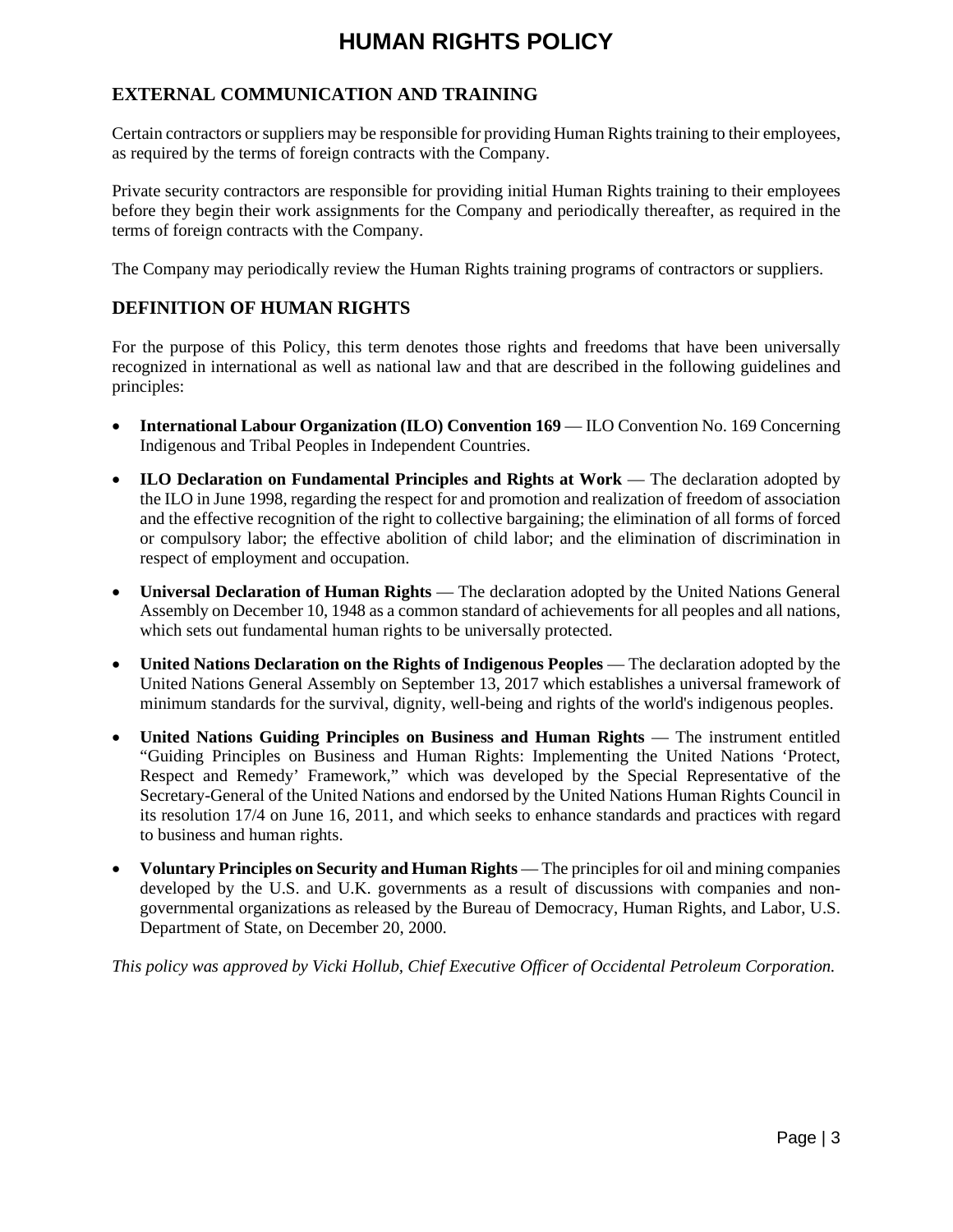## EXTERNAL COMMUNICATION AND TRAINING

Certain contractors or suppliers may be responsible for providing Human Rights training to their employees, as required by the terms of foreign contracts with the Company.

Private security contractors are responsible for providing initial Human Rights training to their employees before they begin their work assignments for the Company and periodically thereafter, as required in the terms of foreign contracts with the Company.

The Company may periodically review the Human Rights training programs of contractors or suppliers.

## DEFINITION OF HUMAN RIGHTS

For the purpose of this Policy, this term denotes those rights and freedoms that have been universally recognized in international as well as national law and that are described in the following guidelines and principles:

- **International Labour Organization (ILO) Convention 169** — ILO Convention No. 169 Concerning Indigenous and Tribal Peoples in Independent Countries.
- **ILO Declaration on Fundamental Principles and Rights at Work** — The declaration adopted by the ILO in June 1998, regarding the respect for and promotion and realization of freedom of association and the effective recognition of the right to collective bargaining; the elimination of all forms of forced or compulsory labor; the effective abolition of child labor; and the elimination of discrimination in respect of employment and occupation.
- **Universal Declaration of Human Rights** — The declaration adopted by the United Nations General Assembly on December 10, 1948 as a common standard of achievements for all peoples and all nations, which sets out fundamental human rights to be universally protected.
- **United Nations Declaration on the Rights of Indigenous Peoples** — The declaration adopted by the United Nations General Assembly on September 13, 2017 which establishes a universal framework of minimum standards for the survival, dignity, well-being and rights of the world's indigenous peoples.
- **United Nations Guiding Principles on Business and Human Rights** — The instrument entitled "Guiding Principles on Business and Human Rights: Implementing the United Nations 'Protect, Respect and Remedy' Framework," which was developed by the Special Representative of the Secretary-General of the United Nations and endorsed by the United Nations Human Rights Council in its resolution 17/4 on June 16, 2011, and which seeks to enhance standards and practices with regard to business and human rights.
- **Voluntary Principles on Security and Human Rights** — The principles for oil and mining companies developed by the U.S. and U.K. governments as a result of discussions with companies and non-governmental organizations as released by the Bureau of Democracy, Human Rights, and Labor, U.S. Department of State, on December 20, 2000.

*This policy was approved by Vicki Hollub, Chief Executive Officer of Occidental Petroleum Corporation.*